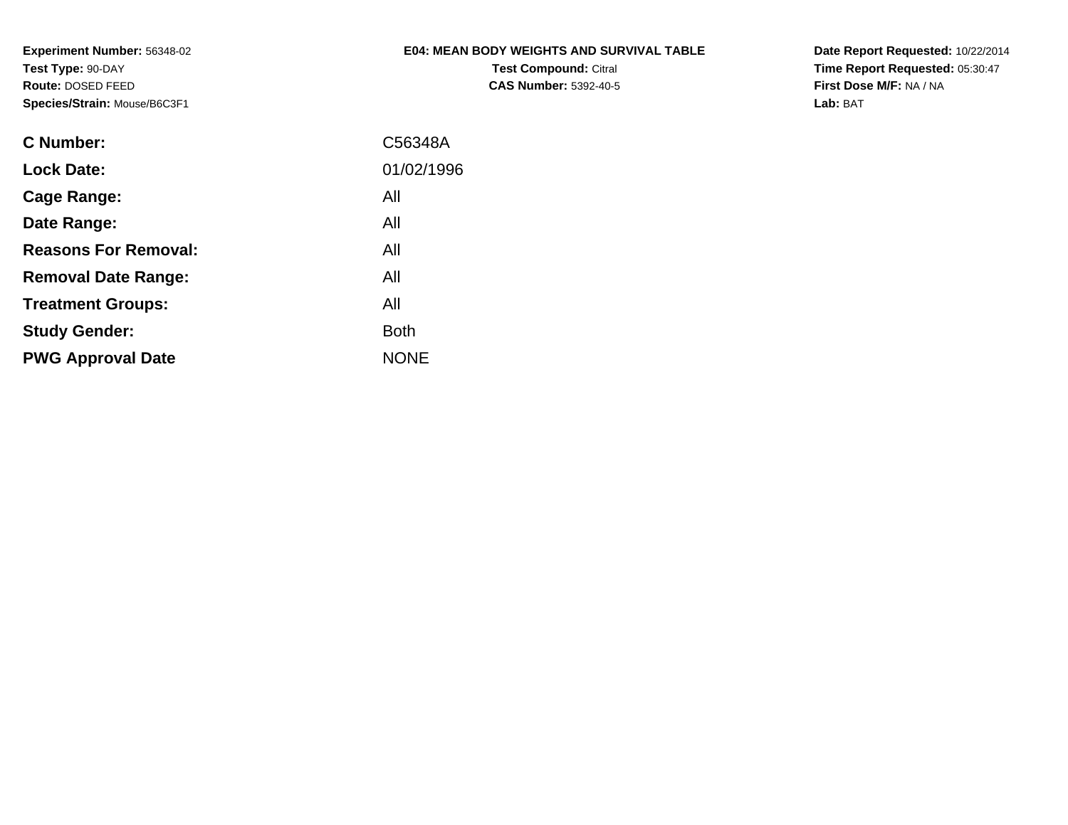**Experiment Number:** 56348-02
**Test Type:** 90-DAY
**Route:** DOSED FEED
**Species/Strain:** Mouse/B6C3F1

**E04: MEAN BODY WEIGHTS AND SURVIVAL TABLE**
**Test Compound:** Citral
**CAS Number:** 5392-40-5

**Date Report Requested:** 10/22/2014
**Time Report Requested:** 05:30:47
**First Dose M/F:** NA / NA
**Lab:** BAT

| | |
|---|---|
| **C Number:** | C56348A |
| **Lock Date:** | 01/02/1996 |
| **Cage Range:** | All |
| **Date Range:** | All |
| **Reasons For Removal:** | All |
| **Removal Date Range:** | All |
| **Treatment Groups:** | All |
| **Study Gender:** | Both |
| **PWG Approval Date** | NONE |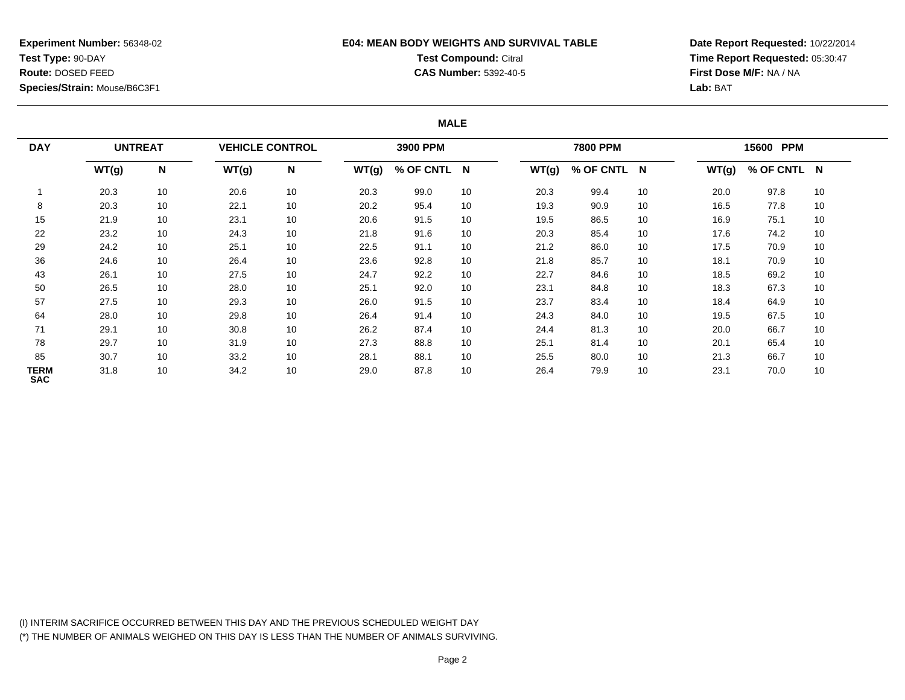**Experiment Number:** 56348-02
**Test Type:** 90-DAY
**Route:** DOSED FEED
**Species/Strain:** Mouse/B6C3F1

**E04: MEAN BODY WEIGHTS AND SURVIVAL TABLE**
**Test Compound:** Citral
**CAS Number:** 5392-40-5

**Date Report Requested:** 10/22/2014
**Time Report Requested:** 05:30:47
**First Dose M/F:** NA / NA
**Lab:** BAT

## MALE

| DAY | UNTREAT | | VEHICLE CONTROL | | 3900 PPM | | | 7800 PPM | | | 15600 PPM | | |
|---|---|---|---|---|---|---|---|---|---|---|---|---|---|
| | WT(g) | N | WT(g) | N | WT(g) | % OF CNTL | N | WT(g) | % OF CNTL | N | WT(g) | % OF CNTL | N |
| 1 | 20.3 | 10 | 20.6 | 10 | 20.3 | 99.0 | 10 | 20.3 | 99.4 | 10 | 20.0 | 97.8 | 10 |
| 8 | 20.3 | 10 | 22.1 | 10 | 20.2 | 95.4 | 10 | 19.3 | 90.9 | 10 | 16.5 | 77.8 | 10 |
| 15 | 21.9 | 10 | 23.1 | 10 | 20.6 | 91.5 | 10 | 19.5 | 86.5 | 10 | 16.9 | 75.1 | 10 |
| 22 | 23.2 | 10 | 24.3 | 10 | 21.8 | 91.6 | 10 | 20.3 | 85.4 | 10 | 17.6 | 74.2 | 10 |
| 29 | 24.2 | 10 | 25.1 | 10 | 22.5 | 91.1 | 10 | 21.2 | 86.0 | 10 | 17.5 | 70.9 | 10 |
| 36 | 24.6 | 10 | 26.4 | 10 | 23.6 | 92.8 | 10 | 21.8 | 85.7 | 10 | 18.1 | 70.9 | 10 |
| 43 | 26.1 | 10 | 27.5 | 10 | 24.7 | 92.2 | 10 | 22.7 | 84.6 | 10 | 18.5 | 69.2 | 10 |
| 50 | 26.5 | 10 | 28.0 | 10 | 25.1 | 92.0 | 10 | 23.1 | 84.8 | 10 | 18.3 | 67.3 | 10 |
| 57 | 27.5 | 10 | 29.3 | 10 | 26.0 | 91.5 | 10 | 23.7 | 83.4 | 10 | 18.4 | 64.9 | 10 |
| 64 | 28.0 | 10 | 29.8 | 10 | 26.4 | 91.4 | 10 | 24.3 | 84.0 | 10 | 19.5 | 67.5 | 10 |
| 71 | 29.1 | 10 | 30.8 | 10 | 26.2 | 87.4 | 10 | 24.4 | 81.3 | 10 | 20.0 | 66.7 | 10 |
| 78 | 29.7 | 10 | 31.9 | 10 | 27.3 | 88.8 | 10 | 25.1 | 81.4 | 10 | 20.1 | 65.4 | 10 |
| 85 | 30.7 | 10 | 33.2 | 10 | 28.1 | 88.1 | 10 | 25.5 | 80.0 | 10 | 21.3 | 66.7 | 10 |
| TERM SAC | 31.8 | 10 | 34.2 | 10 | 29.0 | 87.8 | 10 | 26.4 | 79.9 | 10 | 23.1 | 70.0 | 10 |

(I) INTERIM SACRIFICE OCCURRED BETWEEN THIS DAY AND THE PREVIOUS SCHEDULED WEIGHT DAY
(*) THE NUMBER OF ANIMALS WEIGHED ON THIS DAY IS LESS THAN THE NUMBER OF ANIMALS SURVIVING.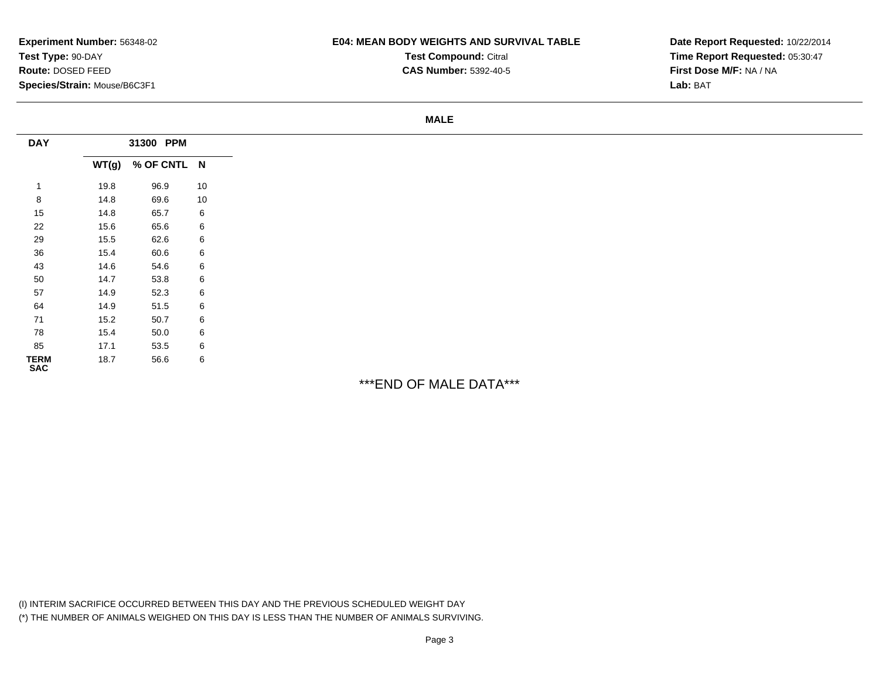**Experiment Number:** 56348-02
**Test Type:** 90-DAY
**Route:** DOSED FEED
**Species/Strain:** Mouse/B6C3F1

**E04: MEAN BODY WEIGHTS AND SURVIVAL TABLE**
**Test Compound:** Citral
**CAS Number:** 5392-40-5

**Date Report Requested:** 10/22/2014
**Time Report Requested:** 05:30:47
**First Dose M/F:** NA / NA
**Lab:** BAT

**MALE**

| DAY | 31300 PPM | | |
|---|---|---|---|
| | WT(g) | % OF CNTL | N |
| 1 | 19.8 | 96.9 | 10 |
| 8 | 14.8 | 69.6 | 10 |
| 15 | 14.8 | 65.7 | 6 |
| 22 | 15.6 | 65.6 | 6 |
| 29 | 15.5 | 62.6 | 6 |
| 36 | 15.4 | 60.6 | 6 |
| 43 | 14.6 | 54.6 | 6 |
| 50 | 14.7 | 53.8 | 6 |
| 57 | 14.9 | 52.3 | 6 |
| 64 | 14.9 | 51.5 | 6 |
| 71 | 15.2 | 50.7 | 6 |
| 78 | 15.4 | 50.0 | 6 |
| 85 | 17.1 | 53.5 | 6 |
| TERM SAC | 18.7 | 56.6 | 6 |

***END OF MALE DATA***

(I) INTERIM SACRIFICE OCCURRED BETWEEN THIS DAY AND THE PREVIOUS SCHEDULED WEIGHT DAY
(*) THE NUMBER OF ANIMALS WEIGHED ON THIS DAY IS LESS THAN THE NUMBER OF ANIMALS SURVIVING.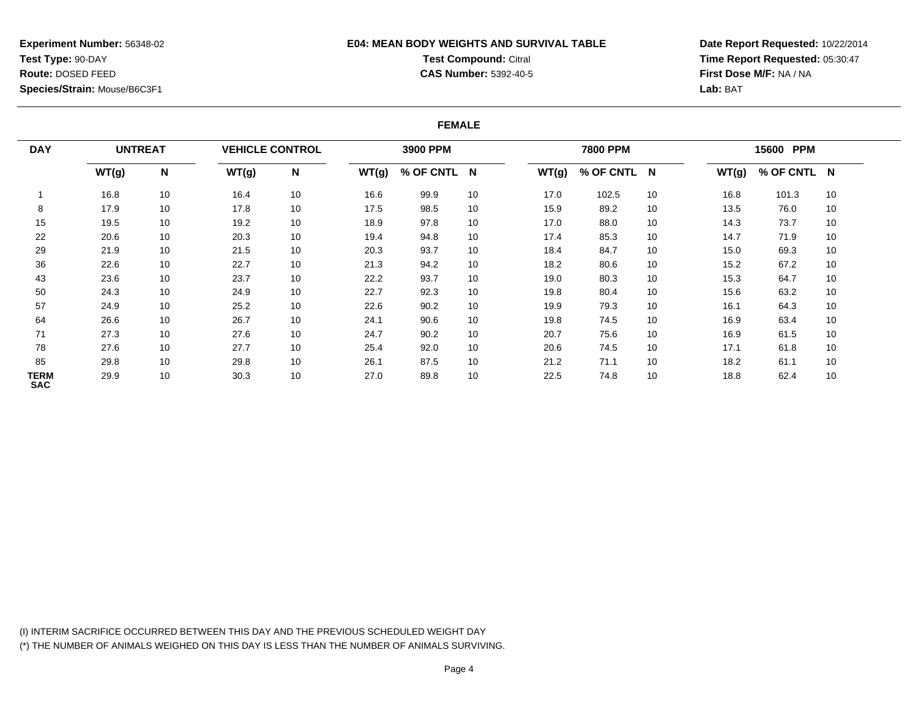**Experiment Number:** 56348-02
**Test Type:** 90-DAY
**Route:** DOSED FEED
**Species/Strain:** Mouse/B6C3F1

# E04: MEAN BODY WEIGHTS AND SURVIVAL TABLE

**Test Compound:** Citral
**CAS Number:** 5392-40-5

**Date Report Requested:** 10/22/2014
**Time Report Requested:** 05:30:47
**First Dose M/F:** NA / NA
**Lab:** BAT

## FEMALE

| DAY | UNTREAT | | VEHICLE CONTROL | | 3900 PPM | | | 7800 PPM | | | 15600 PPM | | |
|---|---|---|---|---|---|---|---|---|---|---|---|---|---|
| | WT(g) | N | WT(g) | N | WT(g) | % OF CNTL | N | WT(g) | % OF CNTL | N | WT(g) | % OF CNTL | N |
| 1 | 16.8 | 10 | 16.4 | 10 | 16.6 | 99.9 | 10 | 17.0 | 102.5 | 10 | 16.8 | 101.3 | 10 |
| 8 | 17.9 | 10 | 17.8 | 10 | 17.5 | 98.5 | 10 | 15.9 | 89.2 | 10 | 13.5 | 76.0 | 10 |
| 15 | 19.5 | 10 | 19.2 | 10 | 18.9 | 97.8 | 10 | 17.0 | 88.0 | 10 | 14.3 | 73.7 | 10 |
| 22 | 20.6 | 10 | 20.3 | 10 | 19.4 | 94.8 | 10 | 17.4 | 85.3 | 10 | 14.7 | 71.9 | 10 |
| 29 | 21.9 | 10 | 21.5 | 10 | 20.3 | 93.7 | 10 | 18.4 | 84.7 | 10 | 15.0 | 69.3 | 10 |
| 36 | 22.6 | 10 | 22.7 | 10 | 21.3 | 94.2 | 10 | 18.2 | 80.6 | 10 | 15.2 | 67.2 | 10 |
| 43 | 23.6 | 10 | 23.7 | 10 | 22.2 | 93.7 | 10 | 19.0 | 80.3 | 10 | 15.3 | 64.7 | 10 |
| 50 | 24.3 | 10 | 24.9 | 10 | 22.7 | 92.3 | 10 | 19.8 | 80.4 | 10 | 15.6 | 63.2 | 10 |
| 57 | 24.9 | 10 | 25.2 | 10 | 22.6 | 90.2 | 10 | 19.9 | 79.3 | 10 | 16.1 | 64.3 | 10 |
| 64 | 26.6 | 10 | 26.7 | 10 | 24.1 | 90.6 | 10 | 19.8 | 74.5 | 10 | 16.9 | 63.4 | 10 |
| 71 | 27.3 | 10 | 27.6 | 10 | 24.7 | 90.2 | 10 | 20.7 | 75.6 | 10 | 16.9 | 61.5 | 10 |
| 78 | 27.6 | 10 | 27.7 | 10 | 25.4 | 92.0 | 10 | 20.6 | 74.5 | 10 | 17.1 | 61.8 | 10 |
| 85 | 29.8 | 10 | 29.8 | 10 | 26.1 | 87.5 | 10 | 21.2 | 71.1 | 10 | 18.2 | 61.1 | 10 |
| TERM SAC | 29.9 | 10 | 30.3 | 10 | 27.0 | 89.8 | 10 | 22.5 | 74.8 | 10 | 18.8 | 62.4 | 10 |

(I) INTERIM SACRIFICE OCCURRED BETWEEN THIS DAY AND THE PREVIOUS SCHEDULED WEIGHT DAY
(*) THE NUMBER OF ANIMALS WEIGHED ON THIS DAY IS LESS THAN THE NUMBER OF ANIMALS SURVIVING.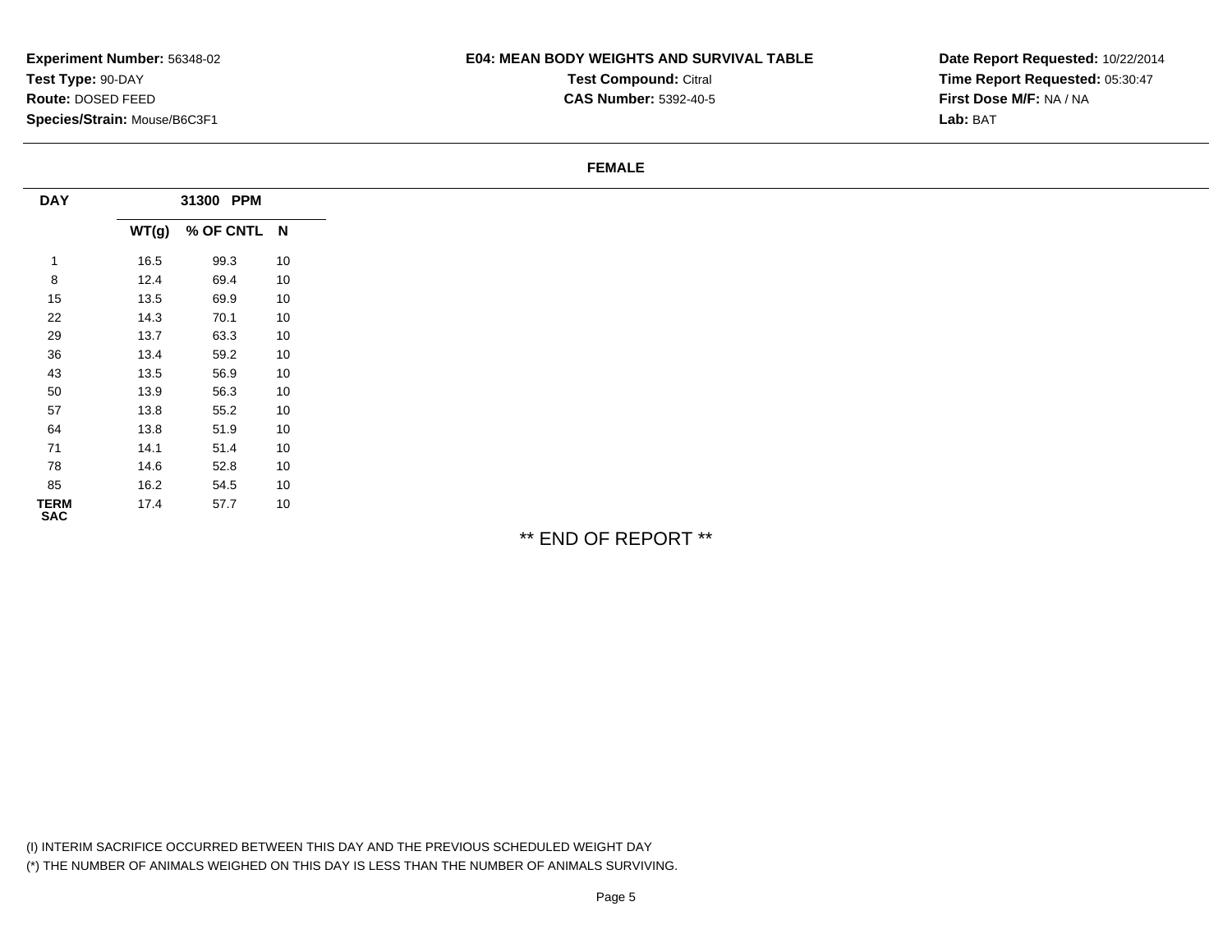**Experiment Number:** 56348-02
**Test Type:** 90-DAY
**Route:** DOSED FEED
**Species/Strain:** Mouse/B6C3F1

**E04: MEAN BODY WEIGHTS AND SURVIVAL TABLE**
**Test Compound:** Citral
**CAS Number:** 5392-40-5

**Date Report Requested:** 10/22/2014
**Time Report Requested:** 05:30:47
**First Dose M/F:** NA / NA
**Lab:** BAT

**FEMALE**

| DAY | 31300 PPM | | |
|---|---|---|---|
| | WT(g) | % OF CNTL | N |
| 1 | 16.5 | 99.3 | 10 |
| 8 | 12.4 | 69.4 | 10 |
| 15 | 13.5 | 69.9 | 10 |
| 22 | 14.3 | 70.1 | 10 |
| 29 | 13.7 | 63.3 | 10 |
| 36 | 13.4 | 59.2 | 10 |
| 43 | 13.5 | 56.9 | 10 |
| 50 | 13.9 | 56.3 | 10 |
| 57 | 13.8 | 55.2 | 10 |
| 64 | 13.8 | 51.9 | 10 |
| 71 | 14.1 | 51.4 | 10 |
| 78 | 14.6 | 52.8 | 10 |
| 85 | 16.2 | 54.5 | 10 |
| TERM SAC | 17.4 | 57.7 | 10 |

** END OF REPORT **

(I) INTERIM SACRIFICE OCCURRED BETWEEN THIS DAY AND THE PREVIOUS SCHEDULED WEIGHT DAY
(*) THE NUMBER OF ANIMALS WEIGHED ON THIS DAY IS LESS THAN THE NUMBER OF ANIMALS SURVIVING.